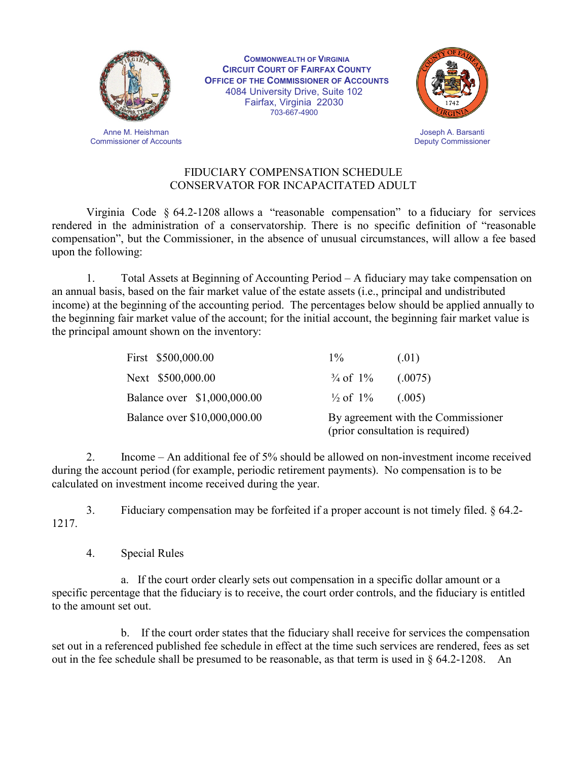COMMONWEALTH OF VIRGINIA
CIRCUIT COURT OF FAIRFAX COUNTY
OFFICE OF THE COMMISSIONER OF ACCOUNTS
4084 University Drive, Suite 102
Fairfax, Virginia 22030
703-667-4900

Anne M. Heishman
Commissioner of Accounts

Joseph A. Barsanti
Deputy Commissioner

## FIDUCIARY COMPENSATION SCHEDULE
## CONSERVATOR FOR INCAPACITATED ADULT

Virginia Code § 64.2-1208 allows a "reasonable compensation" to a fiduciary for services rendered in the administration of a conservatorship. There is no specific definition of "reasonable compensation", but the Commissioner, in the absence of unusual circumstances, will allow a fee based upon the following:

1. Total Assets at Beginning of Accounting Period – A fiduciary may take compensation on an annual basis, based on the fair market value of the estate assets (i.e., principal and undistributed income) at the beginning of the accounting period. The percentages below should be applied annually to the beginning fair market value of the account; for the initial account, the beginning fair market value is the principal amount shown on the inventory:

| | | |
|---|---|---|
| First $500,000.00 | 1% | (.01) |
| Next $500,000.00 | ¾ of 1% | (.0075) |
| Balance over $1,000,000.00 | ½ of 1% | (.005) |
| Balance over $10,000,000.00 | By agreement with the Commissioner (prior consultation is required) | |

2. Income – An additional fee of 5% should be allowed on non-investment income received during the account period (for example, periodic retirement payments). No compensation is to be calculated on investment income received during the year.

3. Fiduciary compensation may be forfeited if a proper account is not timely filed. § 64.2-1217.

4. Special Rules

   a. If the court order clearly sets out compensation in a specific dollar amount or a specific percentage that the fiduciary is to receive, the court order controls, and the fiduciary is entitled to the amount set out.

   b. If the court order states that the fiduciary shall receive for services the compensation set out in a referenced published fee schedule in effect at the time such services are rendered, fees as set out in the fee schedule shall be presumed to be reasonable, as that term is used in § 64.2-1208. An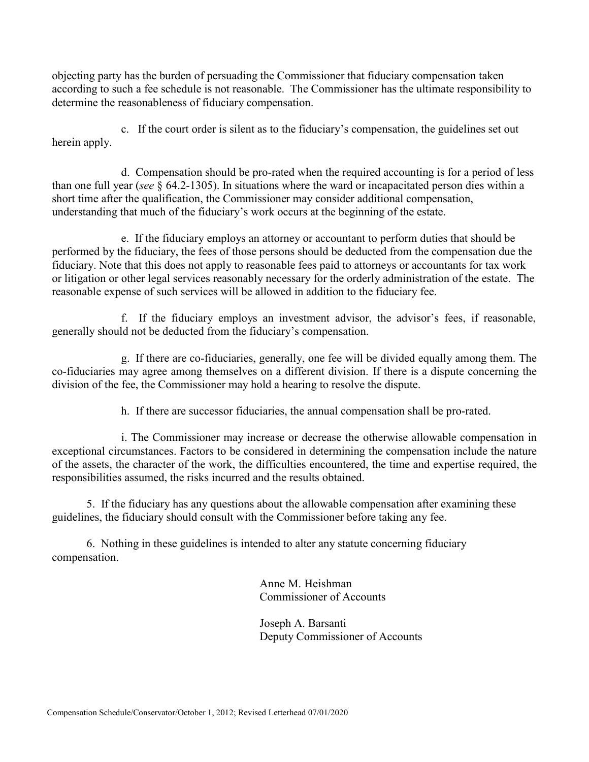objecting party has the burden of persuading the Commissioner that fiduciary compensation taken according to such a fee schedule is not reasonable. The Commissioner has the ultimate responsibility to determine the reasonableness of fiduciary compensation.

c. If the court order is silent as to the fiduciary's compensation, the guidelines set out herein apply.

d. Compensation should be pro-rated when the required accounting is for a period of less than one full year (*see* § 64.2-1305). In situations where the ward or incapacitated person dies within a short time after the qualification, the Commissioner may consider additional compensation, understanding that much of the fiduciary's work occurs at the beginning of the estate.

e. If the fiduciary employs an attorney or accountant to perform duties that should be performed by the fiduciary, the fees of those persons should be deducted from the compensation due the fiduciary. Note that this does not apply to reasonable fees paid to attorneys or accountants for tax work or litigation or other legal services reasonably necessary for the orderly administration of the estate. The reasonable expense of such services will be allowed in addition to the fiduciary fee.

f. If the fiduciary employs an investment advisor, the advisor's fees, if reasonable, generally should not be deducted from the fiduciary's compensation.

g. If there are co-fiduciaries, generally, one fee will be divided equally among them. The co-fiduciaries may agree among themselves on a different division. If there is a dispute concerning the division of the fee, the Commissioner may hold a hearing to resolve the dispute.

h. If there are successor fiduciaries, the annual compensation shall be pro-rated.

i. The Commissioner may increase or decrease the otherwise allowable compensation in exceptional circumstances. Factors to be considered in determining the compensation include the nature of the assets, the character of the work, the difficulties encountered, the time and expertise required, the responsibilities assumed, the risks incurred and the results obtained.

5. If the fiduciary has any questions about the allowable compensation after examining these guidelines, the fiduciary should consult with the Commissioner before taking any fee.

6. Nothing in these guidelines is intended to alter any statute concerning fiduciary compensation.

Anne M. Heishman
Commissioner of Accounts

Joseph A. Barsanti
Deputy Commissioner of Accounts

Compensation Schedule/Conservator/October 1, 2012; Revised Letterhead 07/01/2020